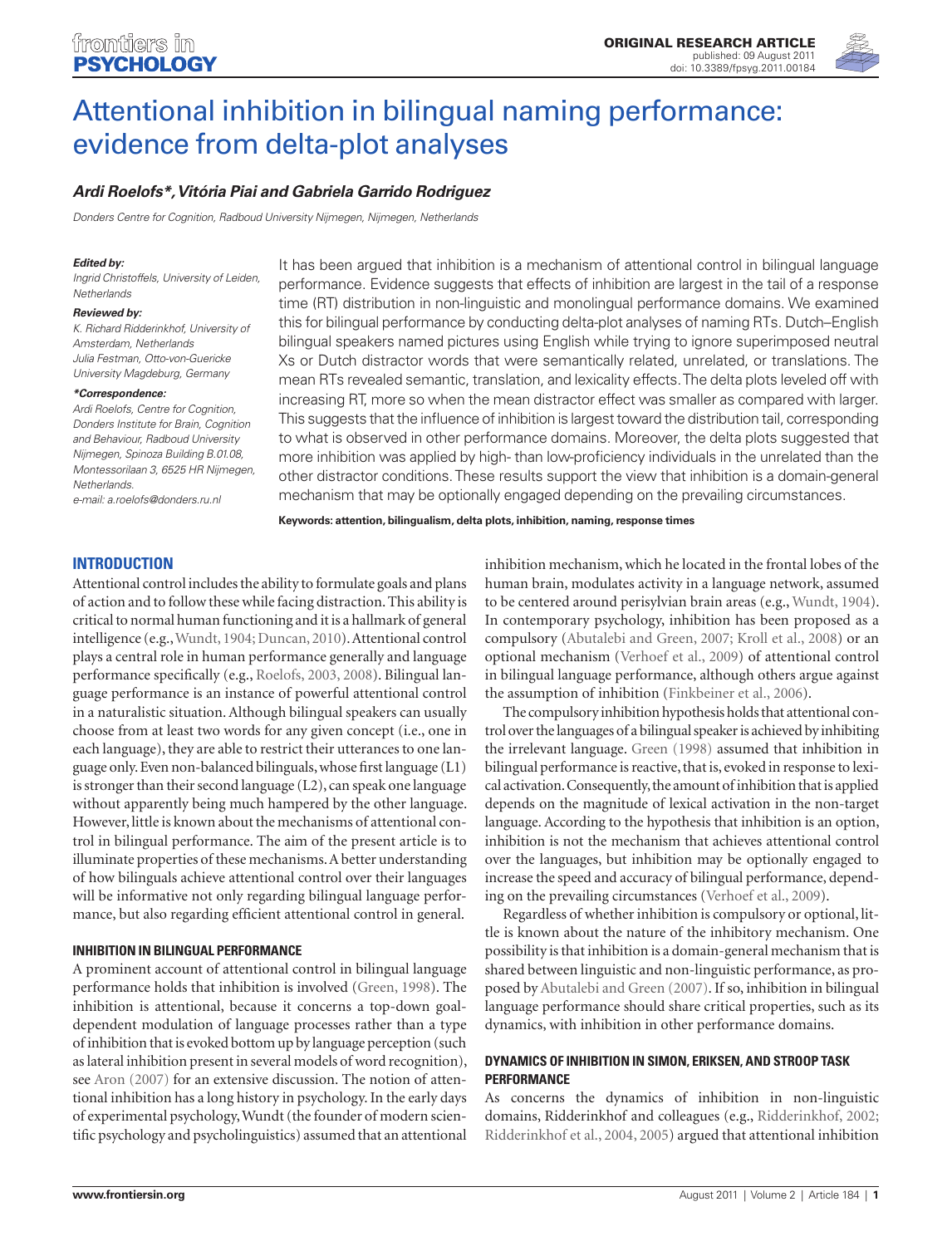# Attentional inhibition in bilingual naming performance: evidence from delta-plot analyses

***Ardi Roelofs\*, Vitória Piai and Gabriela Garrido Rodriguez***

*Donders Centre for Cognition, Radboud University Nijmegen, Nijmegen, Netherlands*

***Edited by:***
*Ingrid Christoffels, University of Leiden, Netherlands*

***Reviewed by:***
*K. Richard Ridderinkhof, University of Amsterdam, Netherlands*
*Julia Festman, Otto-von-Guericke University Magdeburg, Germany*

***\*Correspondence:***
*Ardi Roelofs, Centre for Cognition, Donders Institute for Brain, Cognition and Behaviour, Radboud University Nijmegen, Spinoza Building B.01.08, Montessorilaan 3, 6525 HR Nijmegen, Netherlands.*
*e-mail: a.roelofs@donders.ru.nl*

It has been argued that inhibition is a mechanism of attentional control in bilingual language performance. Evidence suggests that effects of inhibition are largest in the tail of a response time (RT) distribution in non-linguistic and monolingual performance domains. We examined this for bilingual performance by conducting delta-plot analyses of naming RTs. Dutch–English bilingual speakers named pictures using English while trying to ignore superimposed neutral Xs or Dutch distractor words that were semantically related, unrelated, or translations. The mean RTs revealed semantic, translation, and lexicality effects. The delta plots leveled off with increasing RT, more so when the mean distractor effect was smaller as compared with larger. This suggests that the influence of inhibition is largest toward the distribution tail, corresponding to what is observed in other performance domains. Moreover, the delta plots suggested that more inhibition was applied by high- than low-proficiency individuals in the unrelated than the other distractor conditions. These results support the view that inhibition is a domain-general mechanism that may be optionally engaged depending on the prevailing circumstances.

**Keywords: attention, bilingualism, delta plots, inhibition, naming, response times**

## INTRODUCTION

Attentional control includes the ability to formulate goals and plans of action and to follow these while facing distraction. This ability is critical to normal human functioning and it is a hallmark of general intelligence (e.g., Wundt, 1904; Duncan, 2010). Attentional control plays a central role in human performance generally and language performance specifically (e.g., Roelofs, 2003, 2008). Bilingual language performance is an instance of powerful attentional control in a naturalistic situation. Although bilingual speakers can usually choose from at least two words for any given concept (i.e., one in each language), they are able to restrict their utterances to one language only. Even non-balanced bilinguals, whose first language (L1) is stronger than their second language (L2), can speak one language without apparently being much hampered by the other language. However, little is known about the mechanisms of attentional control in bilingual performance. The aim of the present article is to illuminate properties of these mechanisms. A better understanding of how bilinguals achieve attentional control over their languages will be informative not only regarding bilingual language performance, but also regarding efficient attentional control in general.

### INHIBITION IN BILINGUAL PERFORMANCE

A prominent account of attentional control in bilingual language performance holds that inhibition is involved (Green, 1998). The inhibition is attentional, because it concerns a top-down goal-dependent modulation of language processes rather than a type of inhibition that is evoked bottom up by language perception (such as lateral inhibition present in several models of word recognition), see Aron (2007) for an extensive discussion. The notion of attentional inhibition has a long history in psychology. In the early days of experimental psychology, Wundt (the founder of modern scientific psychology and psycholinguistics) assumed that an attentional inhibition mechanism, which he located in the frontal lobes of the human brain, modulates activity in a language network, assumed to be centered around perisylvian brain areas (e.g., Wundt, 1904). In contemporary psychology, inhibition has been proposed as a compulsory (Abutalebi and Green, 2007; Kroll et al., 2008) or an optional mechanism (Verhoef et al., 2009) of attentional control in bilingual language performance, although others argue against the assumption of inhibition (Finkbeiner et al., 2006).

The compulsory inhibition hypothesis holds that attentional control over the languages of a bilingual speaker is achieved by inhibiting the irrelevant language. Green (1998) assumed that inhibition in bilingual performance is reactive, that is, evoked in response to lexical activation. Consequently, the amount of inhibition that is applied depends on the magnitude of lexical activation in the non-target language. According to the hypothesis that inhibition is an option, inhibition is not the mechanism that achieves attentional control over the languages, but inhibition may be optionally engaged to increase the speed and accuracy of bilingual performance, depending on the prevailing circumstances (Verhoef et al., 2009).

Regardless of whether inhibition is compulsory or optional, little is known about the nature of the inhibitory mechanism. One possibility is that inhibition is a domain-general mechanism that is shared between linguistic and non-linguistic performance, as proposed by Abutalebi and Green (2007). If so, inhibition in bilingual language performance should share critical properties, such as its dynamics, with inhibition in other performance domains.

### DYNAMICS OF INHIBITION IN SIMON, ERIKSEN, AND STROOP TASK PERFORMANCE

As concerns the dynamics of inhibition in non-linguistic domains, Ridderinkhof and colleagues (e.g., Ridderinkhof, 2002; Ridderinkhof et al., 2004, 2005) argued that attentional inhibition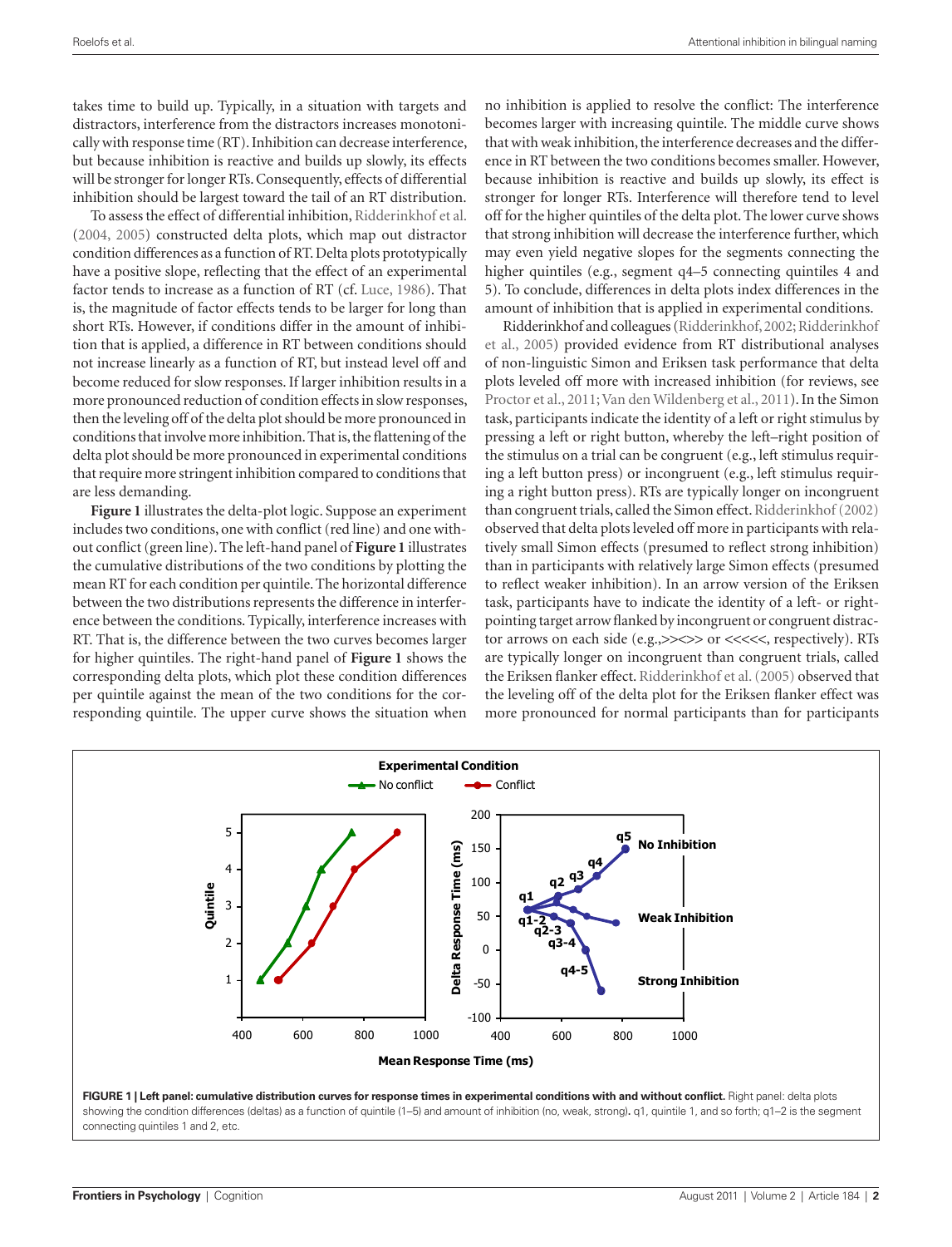takes time to build up. Typically, in a situation with targets and distractors, interference from the distractors increases monotonically with response time (RT). Inhibition can decrease interference, but because inhibition is reactive and builds up slowly, its effects will be stronger for longer RTs. Consequently, effects of differential inhibition should be largest toward the tail of an RT distribution.

To assess the effect of differential inhibition, Ridderinkhof et al. (2004, 2005) constructed delta plots, which map out distractor condition differences as a function of RT. Delta plots prototypically have a positive slope, reflecting that the effect of an experimental factor tends to increase as a function of RT (cf. Luce, 1986). That is, the magnitude of factor effects tends to be larger for long than short RTs. However, if conditions differ in the amount of inhibition that is applied, a difference in RT between conditions should not increase linearly as a function of RT, but instead level off and become reduced for slow responses. If larger inhibition results in a more pronounced reduction of condition effects in slow responses, then the leveling off of the delta plot should be more pronounced in conditions that involve more inhibition. That is, the flattening of the delta plot should be more pronounced in experimental conditions that require more stringent inhibition compared to conditions that are less demanding.

**Figure 1** illustrates the delta-plot logic. Suppose an experiment includes two conditions, one with conflict (red line) and one without conflict (green line). The left-hand panel of **Figure 1** illustrates the cumulative distributions of the two conditions by plotting the mean RT for each condition per quintile. The horizontal difference between the two distributions represents the difference in interference between the conditions. Typically, interference increases with RT. That is, the difference between the two curves becomes larger for higher quintiles. The right-hand panel of **Figure 1** shows the corresponding delta plots, which plot these condition differences per quintile against the mean of the two conditions for the corresponding quintile. The upper curve shows the situation when no inhibition is applied to resolve the conflict: The interference becomes larger with increasing quintile. The middle curve shows that with weak inhibition, the interference decreases and the difference in RT between the two conditions becomes smaller. However, because inhibition is reactive and builds up slowly, its effect is stronger for longer RTs. Interference will therefore tend to level off for the higher quintiles of the delta plot. The lower curve shows that strong inhibition will decrease the interference further, which may even yield negative slopes for the segments connecting the higher quintiles (e.g., segment q4–5 connecting quintiles 4 and 5). To conclude, differences in delta plots index differences in the amount of inhibition that is applied in experimental conditions.

Ridderinkhof and colleagues (Ridderinkhof, 2002; Ridderinkhof et al., 2005) provided evidence from RT distributional analyses of non-linguistic Simon and Eriksen task performance that delta plots leveled off more with increased inhibition (for reviews, see Proctor et al., 2011; Van den Wildenberg et al., 2011). In the Simon task, participants indicate the identity of a left or right stimulus by pressing a left or right button, whereby the left–right position of the stimulus on a trial can be congruent (e.g., left stimulus requiring a left button press) or incongruent (e.g., left stimulus requiring a right button press). RTs are typically longer on incongruent than congruent trials, called the Simon effect. Ridderinkhof (2002) observed that delta plots leveled off more in participants with relatively small Simon effects (presumed to reflect strong inhibition) than in participants with relatively large Simon effects (presumed to reflect weaker inhibition). In an arrow version of the Eriksen task, participants have to indicate the identity of a left- or right-pointing target arrow flanked by incongruent or congruent distractor arrows on each side (e.g.,>><>> or <<<<<, respectively). RTs are typically longer on incongruent than congruent trials, called the Eriksen flanker effect. Ridderinkhof et al. (2005) observed that the leveling off of the delta plot for the Eriksen flanker effect was more pronounced for normal participants than for participants

**FIGURE 1 | Left panel: cumulative distribution curves for response times in experimental conditions with and without conflict.** Right panel: delta plots showing the condition differences (deltas) as a function of quintile (1–5) and amount of inhibition (no, weak, strong). q1, quintile 1, and so forth; q1–2 is the segment connecting quintiles 1 and 2, etc.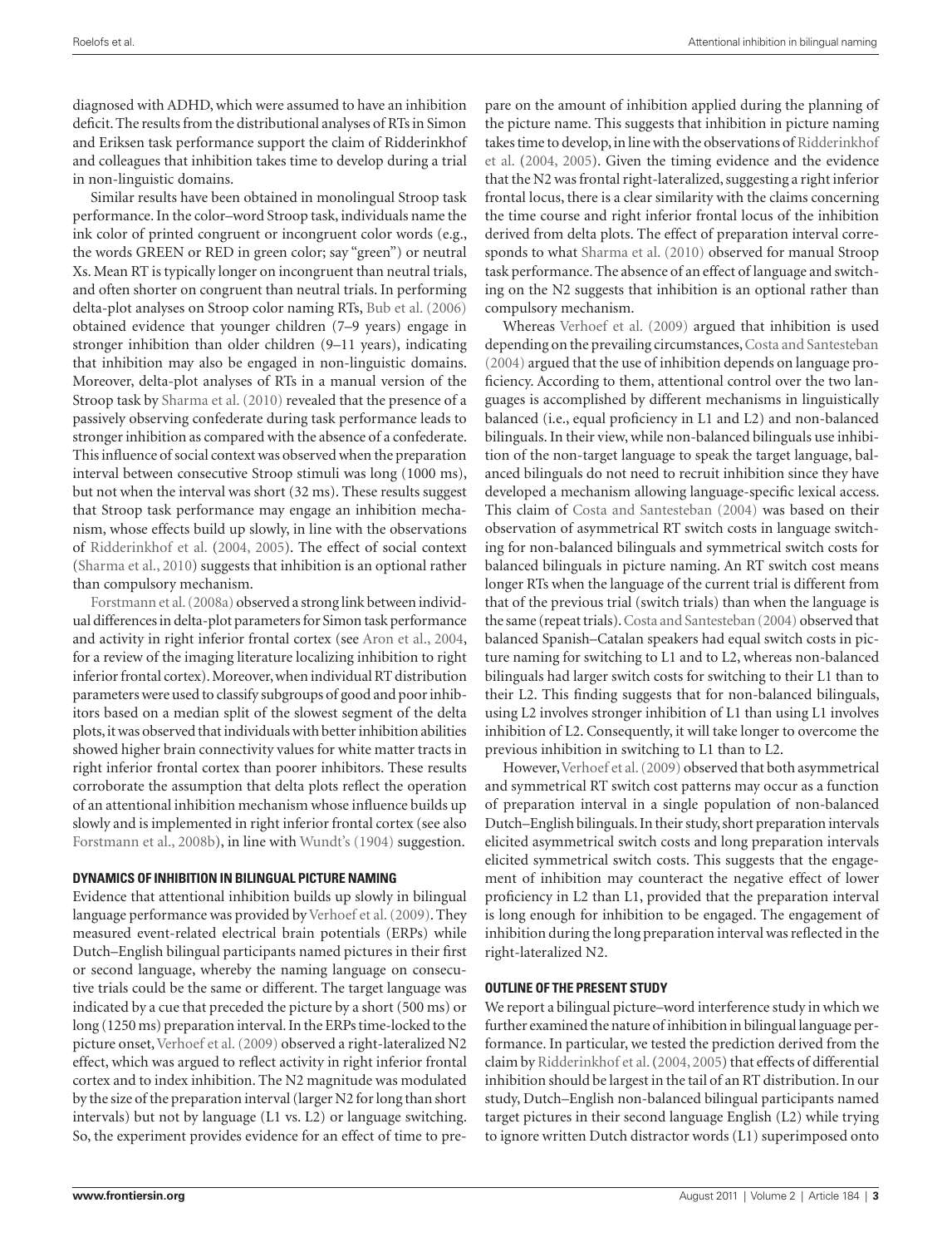diagnosed with ADHD, which were assumed to have an inhibition deficit. The results from the distributional analyses of RTs in Simon and Eriksen task performance support the claim of Ridderinkhof and colleagues that inhibition takes time to develop during a trial in non-linguistic domains.

Similar results have been obtained in monolingual Stroop task performance. In the color–word Stroop task, individuals name the ink color of printed congruent or incongruent color words (e.g., the words GREEN or RED in green color; say "green") or neutral Xs. Mean RT is typically longer on incongruent than neutral trials, and often shorter on congruent than neutral trials. In performing delta-plot analyses on Stroop color naming RTs, Bub et al. (2006) obtained evidence that younger children (7–9 years) engage in stronger inhibition than older children (9–11 years), indicating that inhibition may also be engaged in non-linguistic domains. Moreover, delta-plot analyses of RTs in a manual version of the Stroop task by Sharma et al. (2010) revealed that the presence of a passively observing confederate during task performance leads to stronger inhibition as compared with the absence of a confederate. This influence of social context was observed when the preparation interval between consecutive Stroop stimuli was long (1000 ms), but not when the interval was short (32 ms). These results suggest that Stroop task performance may engage an inhibition mechanism, whose effects build up slowly, in line with the observations of Ridderinkhof et al. (2004, 2005). The effect of social context (Sharma et al., 2010) suggests that inhibition is an optional rather than compulsory mechanism.

Forstmann et al. (2008a) observed a strong link between individual differences in delta-plot parameters for Simon task performance and activity in right inferior frontal cortex (see Aron et al., 2004, for a review of the imaging literature localizing inhibition to right inferior frontal cortex). Moreover, when individual RT distribution parameters were used to classify subgroups of good and poor inhibitors based on a median split of the slowest segment of the delta plots, it was observed that individuals with better inhibition abilities showed higher brain connectivity values for white matter tracts in right inferior frontal cortex than poorer inhibitors. These results corroborate the assumption that delta plots reflect the operation of an attentional inhibition mechanism whose influence builds up slowly and is implemented in right inferior frontal cortex (see also Forstmann et al., 2008b), in line with Wundt's (1904) suggestion.

### DYNAMICS OF INHIBITION IN BILINGUAL PICTURE NAMING

Evidence that attentional inhibition builds up slowly in bilingual language performance was provided by Verhoef et al. (2009). They measured event-related electrical brain potentials (ERPs) while Dutch–English bilingual participants named pictures in their first or second language, whereby the naming language on consecutive trials could be the same or different. The target language was indicated by a cue that preceded the picture by a short (500 ms) or long (1250 ms) preparation interval. In the ERPs time-locked to the picture onset, Verhoef et al. (2009) observed a right-lateralized N2 effect, which was argued to reflect activity in right inferior frontal cortex and to index inhibition. The N2 magnitude was modulated by the size of the preparation interval (larger N2 for long than short intervals) but not by language (L1 vs. L2) or language switching. So, the experiment provides evidence for an effect of time to prepare on the amount of inhibition applied during the planning of the picture name. This suggests that inhibition in picture naming takes time to develop, in line with the observations of Ridderinkhof et al. (2004, 2005). Given the timing evidence and the evidence that the N2 was frontal right-lateralized, suggesting a right inferior frontal locus, there is a clear similarity with the claims concerning the time course and right inferior frontal locus of the inhibition derived from delta plots. The effect of preparation interval corresponds to what Sharma et al. (2010) observed for manual Stroop task performance. The absence of an effect of language and switching on the N2 suggests that inhibition is an optional rather than compulsory mechanism.

Whereas Verhoef et al. (2009) argued that inhibition is used depending on the prevailing circumstances, Costa and Santesteban (2004) argued that the use of inhibition depends on language proficiency. According to them, attentional control over the two languages is accomplished by different mechanisms in linguistically balanced (i.e., equal proficiency in L1 and L2) and non-balanced bilinguals. In their view, while non-balanced bilinguals use inhibition of the non-target language to speak the target language, balanced bilinguals do not need to recruit inhibition since they have developed a mechanism allowing language-specific lexical access. This claim of Costa and Santesteban (2004) was based on their observation of asymmetrical RT switch costs in language switching for non-balanced bilinguals and symmetrical switch costs for balanced bilinguals in picture naming. An RT switch cost means longer RTs when the language of the current trial is different from that of the previous trial (switch trials) than when the language is the same (repeat trials). Costa and Santesteban (2004) observed that balanced Spanish–Catalan speakers had equal switch costs in picture naming for switching to L1 and to L2, whereas non-balanced bilinguals had larger switch costs for switching to their L1 than to their L2. This finding suggests that for non-balanced bilinguals, using L2 involves stronger inhibition of L1 than using L1 involves inhibition of L2. Consequently, it will take longer to overcome the previous inhibition in switching to L1 than to L2.

However, Verhoef et al. (2009) observed that both asymmetrical and symmetrical RT switch cost patterns may occur as a function of preparation interval in a single population of non-balanced Dutch–English bilinguals. In their study, short preparation intervals elicited asymmetrical switch costs and long preparation intervals elicited symmetrical switch costs. This suggests that the engagement of inhibition may counteract the negative effect of lower proficiency in L2 than L1, provided that the preparation interval is long enough for inhibition to be engaged. The engagement of inhibition during the long preparation interval was reflected in the right-lateralized N2.

### OUTLINE OF THE PRESENT STUDY

We report a bilingual picture–word interference study in which we further examined the nature of inhibition in bilingual language performance. In particular, we tested the prediction derived from the claim by Ridderinkhof et al. (2004, 2005) that effects of differential inhibition should be largest in the tail of an RT distribution. In our study, Dutch–English non-balanced bilingual participants named target pictures in their second language English (L2) while trying to ignore written Dutch distractor words (L1) superimposed onto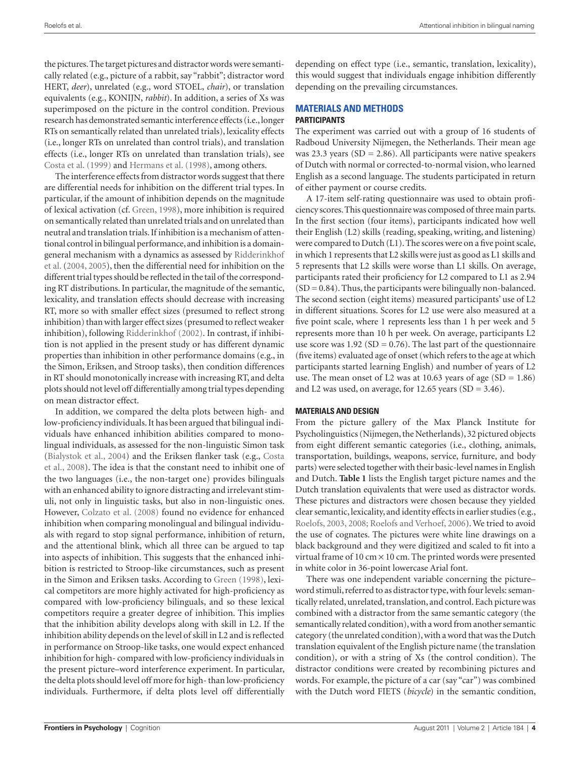the pictures. The target pictures and distractor words were semantically related (e.g., picture of a rabbit, say "rabbit"; distractor word HERT, *deer*), unrelated (e.g., word STOEL, *chair*), or translation equivalents (e.g., KONIJN, *rabbit*). In addition, a series of Xs was superimposed on the picture in the control condition. Previous research has demonstrated semantic interference effects (i.e., longer RTs on semantically related than unrelated trials), lexicality effects (i.e., longer RTs on unrelated than control trials), and translation effects (i.e., longer RTs on unrelated than translation trials), see Costa et al. (1999) and Hermans et al. (1998), among others.

The interference effects from distractor words suggest that there are differential needs for inhibition on the different trial types. In particular, if the amount of inhibition depends on the magnitude of lexical activation (cf. Green, 1998), more inhibition is required on semantically related than unrelated trials and on unrelated than neutral and translation trials. If inhibition is a mechanism of attentional control in bilingual performance, and inhibition is a domain-general mechanism with a dynamics as assessed by Ridderinkhof et al. (2004, 2005), then the differential need for inhibition on the different trial types should be reflected in the tail of the corresponding RT distributions. In particular, the magnitude of the semantic, lexicality, and translation effects should decrease with increasing RT, more so with smaller effect sizes (presumed to reflect strong inhibition) than with larger effect sizes (presumed to reflect weaker inhibition), following Ridderinkhof (2002). In contrast, if inhibition is not applied in the present study or has different dynamic properties than inhibition in other performance domains (e.g., in the Simon, Eriksen, and Stroop tasks), then condition differences in RT should monotonically increase with increasing RT, and delta plots should not level off differentially among trial types depending on mean distractor effect.

In addition, we compared the delta plots between high- and low-proficiency individuals. It has been argued that bilingual individuals have enhanced inhibition abilities compared to monolingual individuals, as assessed for the non-linguistic Simon task (Bialystok et al., 2004) and the Eriksen flanker task (e.g., Costa et al., 2008). The idea is that the constant need to inhibit one of the two languages (i.e., the non-target one) provides bilinguals with an enhanced ability to ignore distracting and irrelevant stimuli, not only in linguistic tasks, but also in non-linguistic ones. However, Colzato et al. (2008) found no evidence for enhanced inhibition when comparing monolingual and bilingual individuals with regard to stop signal performance, inhibition of return, and the attentional blink, which all three can be argued to tap into aspects of inhibition. This suggests that the enhanced inhibition is restricted to Stroop-like circumstances, such as present in the Simon and Eriksen tasks. According to Green (1998), lexical competitors are more highly activated for high-proficiency as compared with low-proficiency bilinguals, and so these lexical competitors require a greater degree of inhibition. This implies that the inhibition ability develops along with skill in L2. If the inhibition ability depends on the level of skill in L2 and is reflected in performance on Stroop-like tasks, one would expect enhanced inhibition for high- compared with low-proficiency individuals in the present picture–word interference experiment. In particular, the delta plots should level off more for high- than low-proficiency individuals. Furthermore, if delta plots level off differentially depending on effect type (i.e., semantic, translation, lexicality), this would suggest that individuals engage inhibition differently depending on the prevailing circumstances.

## MATERIALS AND METHODS

### PARTICIPANTS

The experiment was carried out with a group of 16 students of Radboud University Nijmegen, the Netherlands. Their mean age was 23.3 years (SD = 2.86). All participants were native speakers of Dutch with normal or corrected-to-normal vision, who learned English as a second language. The students participated in return of either payment or course credits.

A 17-item self-rating questionnaire was used to obtain proficiency scores. This questionnaire was composed of three main parts. In the first section (four items), participants indicated how well their English (L2) skills (reading, speaking, writing, and listening) were compared to Dutch (L1). The scores were on a five point scale, in which 1 represents that L2 skills were just as good as L1 skills and 5 represents that L2 skills were worse than L1 skills. On average, participants rated their proficiency for L2 compared to L1 as 2.94 (SD = 0.84). Thus, the participants were bilingually non-balanced. The second section (eight items) measured participants' use of L2 in different situations. Scores for L2 use were also measured at a five point scale, where 1 represents less than 1 h per week and 5 represents more than 10 h per week. On average, participants L2 use score was 1.92 (SD = 0.76). The last part of the questionnaire (five items) evaluated age of onset (which refers to the age at which participants started learning English) and number of years of L2 use. The mean onset of L2 was at 10.63 years of age (SD = 1.86) and L2 was used, on average, for 12.65 years (SD = 3.46).

### MATERIALS AND DESIGN

From the picture gallery of the Max Planck Institute for Psycholinguistics (Nijmegen, the Netherlands), 32 pictured objects from eight different semantic categories (i.e., clothing, animals, transportation, buildings, weapons, service, furniture, and body parts) were selected together with their basic-level names in English and Dutch. **Table 1** lists the English target picture names and the Dutch translation equivalents that were used as distractor words. These pictures and distractors were chosen because they yielded clear semantic, lexicality, and identity effects in earlier studies (e.g., Roelofs, 2003, 2008; Roelofs and Verhoef, 2006). We tried to avoid the use of cognates. The pictures were white line drawings on a black background and they were digitized and scaled to fit into a virtual frame of 10 cm × 10 cm. The printed words were presented in white color in 36-point lowercase Arial font.

There was one independent variable concerning the picture–word stimuli, referred to as distractor type, with four levels: semantically related, unrelated, translation, and control. Each picture was combined with a distractor from the same semantic category (the semantically related condition), with a word from another semantic category (the unrelated condition), with a word that was the Dutch translation equivalent of the English picture name (the translation condition), or with a string of Xs (the control condition). The distractor conditions were created by recombining pictures and words. For example, the picture of a car (say "car") was combined with the Dutch word FIETS (*bicycle*) in the semantic condition,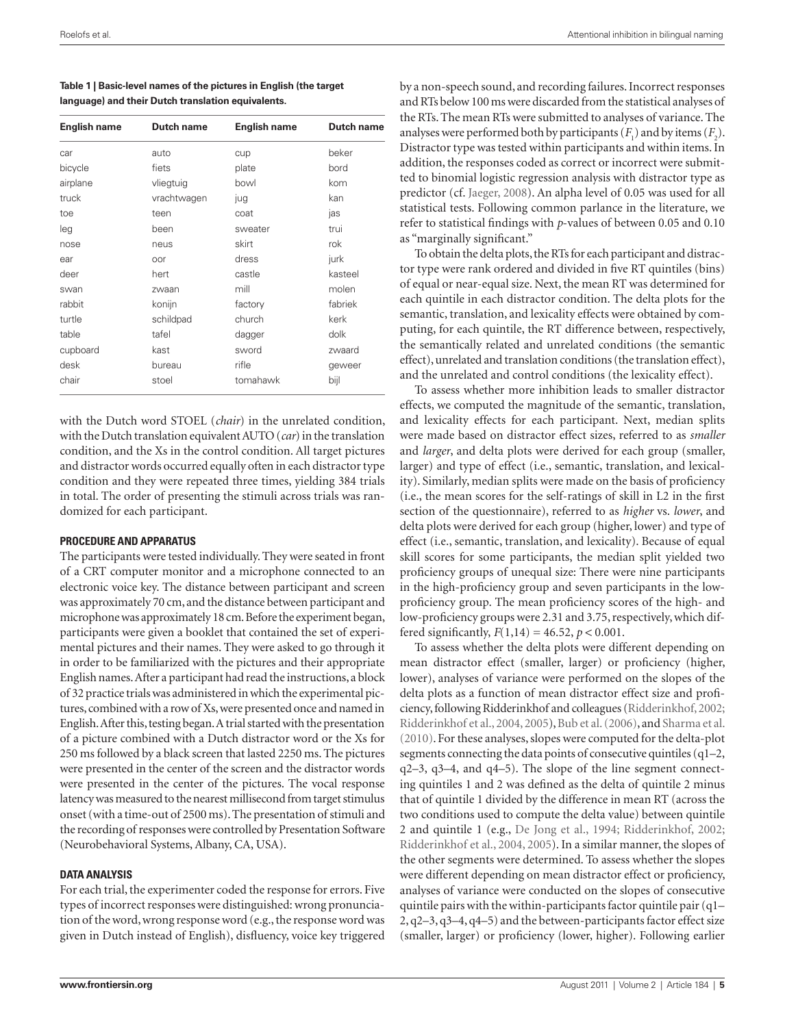**Table 1 | Basic-level names of the pictures in English (the target language) and their Dutch translation equivalents.**

| English name | Dutch name | English name | Dutch name |
|---|---|---|---|
| car | auto | cup | beker |
| bicycle | fiets | plate | bord |
| airplane | vliegtuig | bowl | kom |
| truck | vrachtwagen | jug | kan |
| toe | teen | coat | jas |
| leg | been | sweater | trui |
| nose | neus | skirt | rok |
| ear | oor | dress | jurk |
| deer | hert | castle | kasteel |
| swan | zwaan | mill | molen |
| rabbit | konijn | factory | fabriek |
| turtle | schildpad | church | kerk |
| table | tafel | dagger | dolk |
| cupboard | kast | sword | zwaard |
| desk | bureau | rifle | geweer |
| chair | stoel | tomahawk | bijl |

with the Dutch word STOEL (*chair*) in the unrelated condition, with the Dutch translation equivalent AUTO (*car*) in the translation condition, and the Xs in the control condition. All target pictures and distractor words occurred equally often in each distractor type condition and they were repeated three times, yielding 384 trials in total. The order of presenting the stimuli across trials was randomized for each participant.

### PROCEDURE AND APPARATUS

The participants were tested individually. They were seated in front of a CRT computer monitor and a microphone connected to an electronic voice key. The distance between participant and screen was approximately 70 cm, and the distance between participant and microphone was approximately 18 cm. Before the experiment began, participants were given a booklet that contained the set of experimental pictures and their names. They were asked to go through it in order to be familiarized with the pictures and their appropriate English names. After a participant had read the instructions, a block of 32 practice trials was administered in which the experimental pictures, combined with a row of Xs, were presented once and named in English. After this, testing began. A trial started with the presentation of a picture combined with a Dutch distractor word or the Xs for 250 ms followed by a black screen that lasted 2250 ms. The pictures were presented in the center of the screen and the distractor words were presented in the center of the pictures. The vocal response latency was measured to the nearest millisecond from target stimulus onset (with a time-out of 2500 ms). The presentation of stimuli and the recording of responses were controlled by Presentation Software (Neurobehavioral Systems, Albany, CA, USA).

### DATA ANALYSIS

For each trial, the experimenter coded the response for errors. Five types of incorrect responses were distinguished: wrong pronunciation of the word, wrong response word (e.g., the response word was given in Dutch instead of English), disfluency, voice key triggered by a non-speech sound, and recording failures. Incorrect responses and RTs below 100 ms were discarded from the statistical analyses of the RTs. The mean RTs were submitted to analyses of variance. The analyses were performed both by participants ($F_1$) and by items ($F_2$). Distractor type was tested within participants and within items. In addition, the responses coded as correct or incorrect were submitted to binomial logistic regression analysis with distractor type as predictor (cf. Jaeger, 2008). An alpha level of 0.05 was used for all statistical tests. Following common parlance in the literature, we refer to statistical findings with $p$-values of between 0.05 and 0.10 as "marginally significant."

To obtain the delta plots, the RTs for each participant and distractor type were rank ordered and divided in five RT quintiles (bins) of equal or near-equal size. Next, the mean RT was determined for each quintile in each distractor condition. The delta plots for the semantic, translation, and lexicality effects were obtained by computing, for each quintile, the RT difference between, respectively, the semantically related and unrelated conditions (the semantic effect), unrelated and translation conditions (the translation effect), and the unrelated and control conditions (the lexicality effect).

To assess whether more inhibition leads to smaller distractor effects, we computed the magnitude of the semantic, translation, and lexicality effects for each participant. Next, median splits were made based on distractor effect sizes, referred to as *smaller* and *larger*, and delta plots were derived for each group (smaller, larger) and type of effect (i.e., semantic, translation, and lexicality). Similarly, median splits were made on the basis of proficiency (i.e., the mean scores for the self-ratings of skill in L2 in the first section of the questionnaire), referred to as *higher* vs. *lower*, and delta plots were derived for each group (higher, lower) and type of effect (i.e., semantic, translation, and lexicality). Because of equal skill scores for some participants, the median split yielded two proficiency groups of unequal size: There were nine participants in the high-proficiency group and seven participants in the low-proficiency group. The mean proficiency scores of the high- and low-proficiency groups were 2.31 and 3.75, respectively, which differed significantly, $F(1,14) = 46.52$, $p < 0.001$.

To assess whether the delta plots were different depending on mean distractor effect (smaller, larger) or proficiency (higher, lower), analyses of variance were performed on the slopes of the delta plots as a function of mean distractor effect size and proficiency, following Ridderinkhof and colleagues (Ridderinkhof, 2002; Ridderinkhof et al., 2004, 2005), Bub et al. (2006), and Sharma et al. (2010). For these analyses, slopes were computed for the delta-plot segments connecting the data points of consecutive quintiles (q1–2, q2–3, q3–4, and q4–5). The slope of the line segment connecting quintiles 1 and 2 was defined as the delta of quintile 2 minus that of quintile 1 divided by the difference in mean RT (across the two conditions used to compute the delta value) between quintile 2 and quintile 1 (e.g., De Jong et al., 1994; Ridderinkhof, 2002; Ridderinkhof et al., 2004, 2005). In a similar manner, the slopes of the other segments were determined. To assess whether the slopes were different depending on mean distractor effect or proficiency, analyses of variance were conducted on the slopes of consecutive quintile pairs with the within-participants factor quintile pair (q1–2, q2–3, q3–4, q4–5) and the between-participants factor effect size (smaller, larger) or proficiency (lower, higher). Following earlier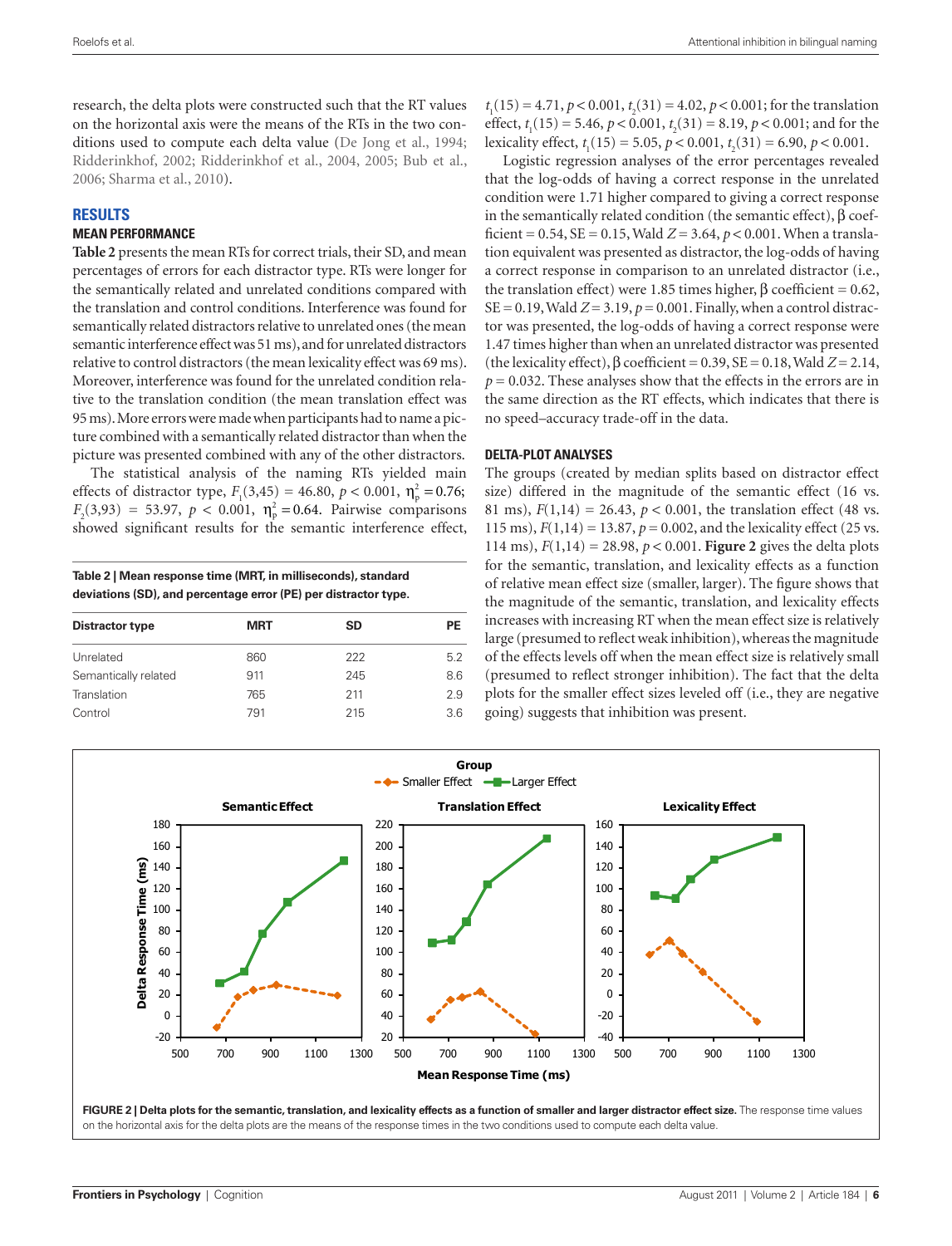research, the delta plots were constructed such that the RT values on the horizontal axis were the means of the RTs in the two conditions used to compute each delta value (De Jong et al., 1994; Ridderinkhof, 2002; Ridderinkhof et al., 2004, 2005; Bub et al., 2006; Sharma et al., 2010).

## RESULTS

### MEAN PERFORMANCE

**Table 2** presents the mean RTs for correct trials, their SD, and mean percentages of errors for each distractor type. RTs were longer for the semantically related and unrelated conditions compared with the translation and control conditions. Interference was found for semantically related distractors relative to unrelated ones (the mean semantic interference effect was 51 ms), and for unrelated distractors relative to control distractors (the mean lexicality effect was 69 ms). Moreover, interference was found for the unrelated condition relative to the translation condition (the mean translation effect was 95 ms). More errors were made when participants had to name a picture combined with a semantically related distractor than when the picture was presented combined with any of the other distractors.

The statistical analysis of the naming RTs yielded main effects of distractor type, $F_1(3,45) = 46.80$, $p < 0.001$, $\eta_p^2 = 0.76$; $F_2(3,93) = 53.97$, $p < 0.001$, $\eta_p^2 = 0.64$. Pairwise comparisons showed significant results for the semantic interference effect, $t_1(15) = 4.71$, $p < 0.001$, $t_2(31) = 4.02$, $p < 0.001$; for the translation effect, $t_1(15) = 5.46$, $p < 0.001$, $t_2(31) = 8.19$, $p < 0.001$; and for the lexicality effect, $t_1(15) = 5.05$, $p < 0.001$, $t_2(31) = 6.90$, $p < 0.001$.

**Table 2 | Mean response time (MRT, in milliseconds), standard deviations (SD), and percentage error (PE) per distractor type.**

| Distractor type | MRT | SD | PE |
|---|---|---|---|
| Unrelated | 860 | 222 | 5.2 |
| Semantically related | 911 | 245 | 8.6 |
| Translation | 765 | 211 | 2.9 |
| Control | 791 | 215 | 3.6 |

Logistic regression analyses of the error percentages revealed that the log-odds of having a correct response in the unrelated condition were 1.71 higher compared to giving a correct response in the semantically related condition (the semantic effect), β coefficient = 0.54, SE = 0.15, Wald $Z = 3.64$, $p < 0.001$. When a translation equivalent was presented as distractor, the log-odds of having a correct response in comparison to an unrelated distractor (i.e., the translation effect) were 1.85 times higher, β coefficient = 0.62, SE = 0.19, Wald $Z = 3.19$, $p = 0.001$. Finally, when a control distractor was presented, the log-odds of having a correct response were 1.47 times higher than when an unrelated distractor was presented (the lexicality effect), β coefficient = 0.39, SE = 0.18, Wald $Z = 2.14$, $p = 0.032$. These analyses show that the effects in the errors are in the same direction as the RT effects, which indicates that there is no speed–accuracy trade-off in the data.

### DELTA-PLOT ANALYSES

The groups (created by median splits based on distractor effect size) differed in the magnitude of the semantic effect (16 vs. 81 ms), $F(1,14) = 26.43$, $p < 0.001$, the translation effect (48 vs. 115 ms), $F(1,14) = 13.87$, $p = 0.002$, and the lexicality effect (25 vs. 114 ms), $F(1,14) = 28.98$, $p < 0.001$. **Figure 2** gives the delta plots for the semantic, translation, and lexicality effects as a function of relative mean effect size (smaller, larger). The figure shows that the magnitude of the semantic, translation, and lexicality effects increases with increasing RT when the mean effect size is relatively large (presumed to reflect weak inhibition), whereas the magnitude of the effects levels off when the mean effect size is relatively small (presumed to reflect stronger inhibition). The fact that the delta plots for the smaller effect sizes leveled off (i.e., they are negative going) suggests that inhibition was present.

**FIGURE 2 | Delta plots for the semantic, translation, and lexicality effects as a function of smaller and larger distractor effect size.** The response time values on the horizontal axis for the delta plots are the means of the response times in the two conditions used to compute each delta value.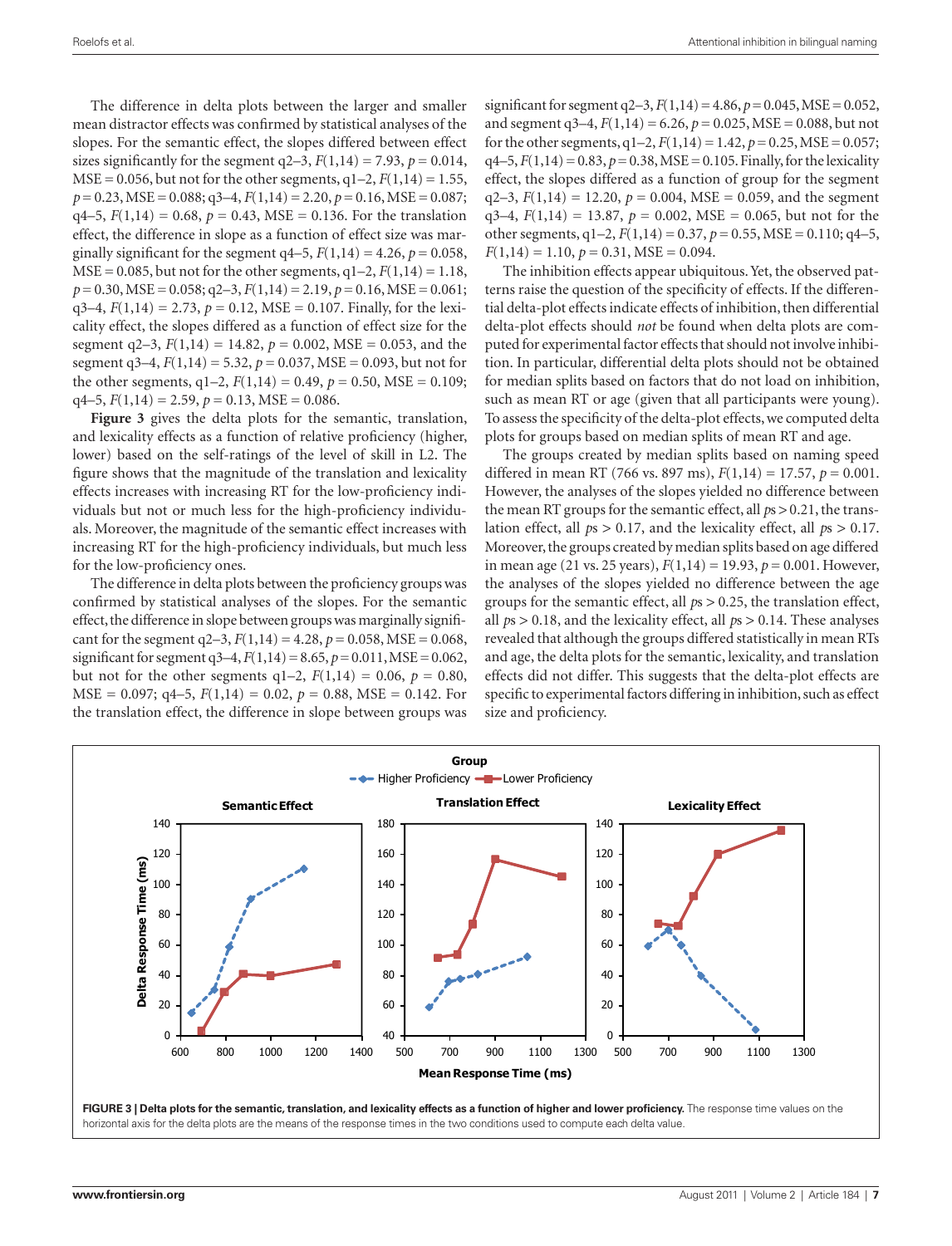The difference in delta plots between the larger and smaller mean distractor effects was confirmed by statistical analyses of the slopes. For the semantic effect, the slopes differed between effect sizes significantly for the segment q2–3, $F(1,14) = 7.93$, $p = 0.014$, MSE = 0.056, but not for the other segments, q1–2, $F(1,14) = 1.55$, $p = 0.23$, MSE = 0.088; q3–4, $F(1,14) = 2.20$, $p = 0.16$, MSE = 0.087; q4–5, $F(1,14) = 0.68$, $p = 0.43$, MSE = 0.136. For the translation effect, the difference in slope as a function of effect size was marginally significant for the segment q4–5, $F(1,14) = 4.26$, $p = 0.058$, MSE = 0.085, but not for the other segments, q1–2, $F(1,14) = 1.18$, $p = 0.30$, MSE = 0.058; q2–3, $F(1,14) = 2.19$, $p = 0.16$, MSE = 0.061; q3–4, $F(1,14) = 2.73$, $p = 0.12$, MSE = 0.107. Finally, for the lexicality effect, the slopes differed as a function of effect size for the segment q2–3, $F(1,14) = 14.82$, $p = 0.002$, MSE = 0.053, and the segment q3–4, $F(1,14) = 5.32$, $p = 0.037$, MSE = 0.093, but not for the other segments, q1–2, $F(1,14) = 0.49$, $p = 0.50$, MSE = 0.109; q4–5, $F(1,14) = 2.59$, $p = 0.13$, MSE = 0.086.

**Figure 3** gives the delta plots for the semantic, translation, and lexicality effects as a function of relative proficiency (higher, lower) based on the self-ratings of the level of skill in L2. The figure shows that the magnitude of the translation and lexicality effects increases with increasing RT for the low-proficiency individuals but not or much less for the high-proficiency individuals. Moreover, the magnitude of the semantic effect increases with increasing RT for the high-proficiency individuals, but much less for the low-proficiency ones.

The difference in delta plots between the proficiency groups was confirmed by statistical analyses of the slopes. For the semantic effect, the difference in slope between groups was marginally significant for the segment q2–3, $F(1,14) = 4.28$, $p = 0.058$, MSE = 0.068, significant for segment q3–4, $F(1,14) = 8.65$, $p = 0.011$, MSE = 0.062, but not for the other segments q1–2, $F(1,14) = 0.06$, $p = 0.80$, MSE = 0.097; q4–5, $F(1,14) = 0.02$, $p = 0.88$, MSE = 0.142. For the translation effect, the difference in slope between groups was significant for segment q2–3, $F(1,14) = 4.86$, $p = 0.045$, MSE = 0.052, and segment q3–4, $F(1,14) = 6.26$, $p = 0.025$, MSE = 0.088, but not for the other segments, q1–2, $F(1,14) = 1.42$, $p = 0.25$, MSE = 0.057; q4–5, $F(1,14) = 0.83$, $p = 0.38$, MSE = 0.105. Finally, for the lexicality effect, the slopes differed as a function of group for the segment q2–3, $F(1,14) = 12.20$, $p = 0.004$, MSE = 0.059, and the segment q3–4, $F(1,14) = 13.87$, $p = 0.002$, MSE = 0.065, but not for the other segments, q1–2, $F(1,14) = 0.37$, $p = 0.55$, MSE = 0.110; q4–5, $F(1,14) = 1.10$, $p = 0.31$, MSE = 0.094.

The inhibition effects appear ubiquitous. Yet, the observed patterns raise the question of the specificity of effects. If the differential delta-plot effects indicate effects of inhibition, then differential delta-plot effects should *not* be found when delta plots are computed for experimental factor effects that should not involve inhibition. In particular, differential delta plots should not be obtained for median splits based on factors that do not load on inhibition, such as mean RT or age (given that all participants were young). To assess the specificity of the delta-plot effects, we computed delta plots for groups based on median splits of mean RT and age.

The groups created by median splits based on naming speed differed in mean RT (766 vs. 897 ms), $F(1,14) = 17.57$, $p = 0.001$. However, the analyses of the slopes yielded no difference between the mean RT groups for the semantic effect, all $ps > 0.21$, the translation effect, all $ps > 0.17$, and the lexicality effect, all $ps > 0.17$. Moreover, the groups created by median splits based on age differed in mean age (21 vs. 25 years), $F(1,14) = 19.93$, $p = 0.001$. However, the analyses of the slopes yielded no difference between the age groups for the semantic effect, all $ps > 0.25$, the translation effect, all $ps > 0.18$, and the lexicality effect, all $ps > 0.14$. These analyses revealed that although the groups differed statistically in mean RTs and age, the delta plots for the semantic, lexicality, and translation effects did not differ. This suggests that the delta-plot effects are specific to experimental factors differing in inhibition, such as effect size and proficiency.

**FIGURE 3 | Delta plots for the semantic, translation, and lexicality effects as a function of higher and lower proficiency.** The response time values on the horizontal axis for the delta plots are the means of the response times in the two conditions used to compute each delta value.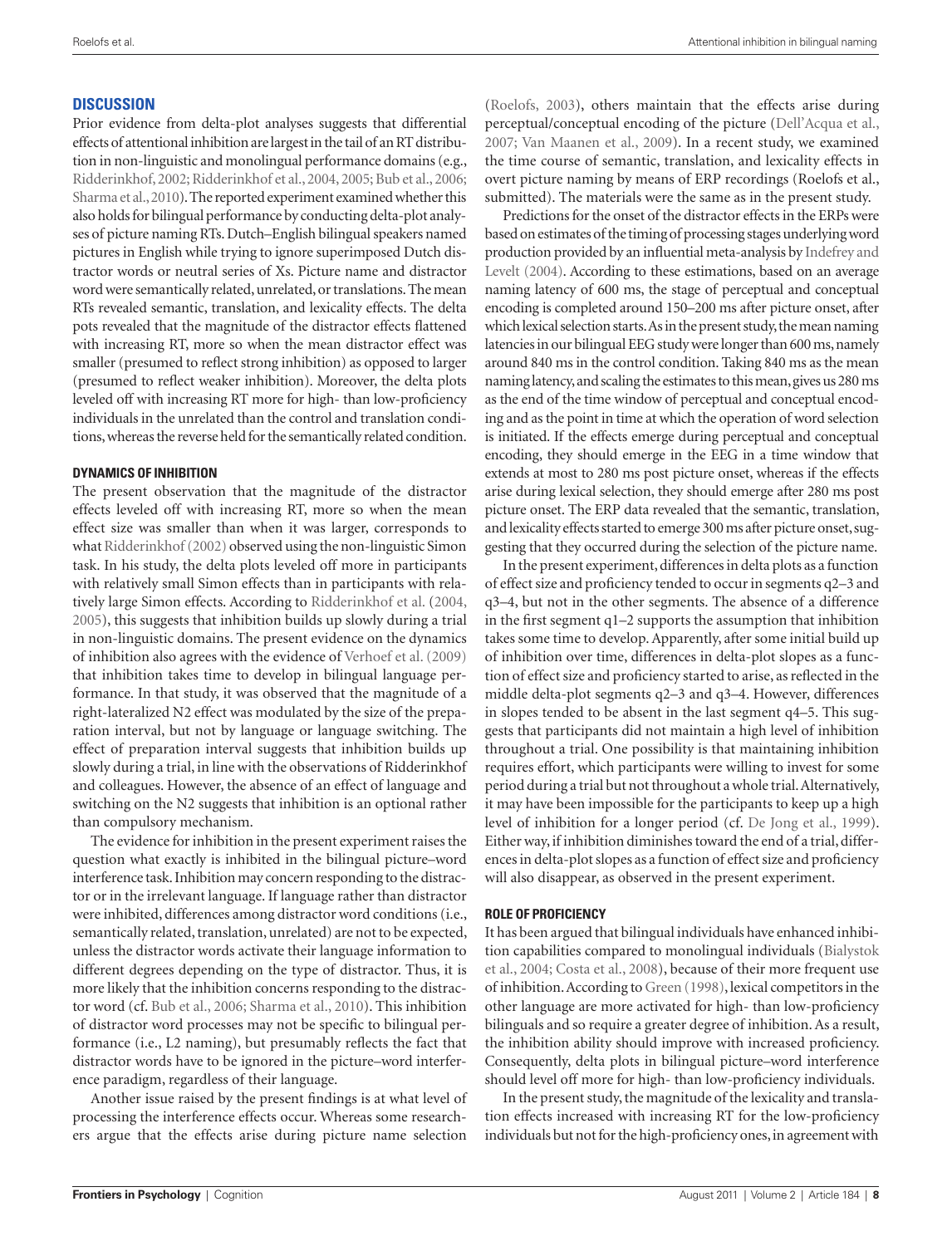## DISCUSSION

Prior evidence from delta-plot analyses suggests that differential effects of attentional inhibition are largest in the tail of an RT distribution in non-linguistic and monolingual performance domains (e.g., Ridderinkhof, 2002; Ridderinkhof et al., 2004, 2005; Bub et al., 2006; Sharma et al., 2010). The reported experiment examined whether this also holds for bilingual performance by conducting delta-plot analyses of picture naming RTs. Dutch–English bilingual speakers named pictures in English while trying to ignore superimposed Dutch distractor words or neutral series of Xs. Picture name and distractor word were semantically related, unrelated, or translations. The mean RTs revealed semantic, translation, and lexicality effects. The delta pots revealed that the magnitude of the distractor effects flattened with increasing RT, more so when the mean distractor effect was smaller (presumed to reflect strong inhibition) as opposed to larger (presumed to reflect weaker inhibition). Moreover, the delta plots leveled off with increasing RT more for high- than low-proficiency individuals in the unrelated than the control and translation conditions, whereas the reverse held for the semantically related condition.

### DYNAMICS OF INHIBITION

The present observation that the magnitude of the distractor effects leveled off with increasing RT, more so when the mean effect size was smaller than when it was larger, corresponds to what Ridderinkhof (2002) observed using the non-linguistic Simon task. In his study, the delta plots leveled off more in participants with relatively small Simon effects than in participants with relatively large Simon effects. According to Ridderinkhof et al. (2004, 2005), this suggests that inhibition builds up slowly during a trial in non-linguistic domains. The present evidence on the dynamics of inhibition also agrees with the evidence of Verhoef et al. (2009) that inhibition takes time to develop in bilingual language performance. In that study, it was observed that the magnitude of a right-lateralized N2 effect was modulated by the size of the preparation interval, but not by language or language switching. The effect of preparation interval suggests that inhibition builds up slowly during a trial, in line with the observations of Ridderinkhof and colleagues. However, the absence of an effect of language and switching on the N2 suggests that inhibition is an optional rather than compulsory mechanism.

The evidence for inhibition in the present experiment raises the question what exactly is inhibited in the bilingual picture–word interference task. Inhibition may concern responding to the distractor or in the irrelevant language. If language rather than distractor were inhibited, differences among distractor word conditions (i.e., semantically related, translation, unrelated) are not to be expected, unless the distractor words activate their language information to different degrees depending on the type of distractor. Thus, it is more likely that the inhibition concerns responding to the distractor word (cf. Bub et al., 2006; Sharma et al., 2010). This inhibition of distractor word processes may not be specific to bilingual performance (i.e., L2 naming), but presumably reflects the fact that distractor words have to be ignored in the picture–word interference paradigm, regardless of their language.

Another issue raised by the present findings is at what level of processing the interference effects occur. Whereas some researchers argue that the effects arise during picture name selection (Roelofs, 2003), others maintain that the effects arise during perceptual/conceptual encoding of the picture (Dell'Acqua et al., 2007; Van Maanen et al., 2009). In a recent study, we examined the time course of semantic, translation, and lexicality effects in overt picture naming by means of ERP recordings (Roelofs et al., submitted). The materials were the same as in the present study.

Predictions for the onset of the distractor effects in the ERPs were based on estimates of the timing of processing stages underlying word production provided by an influential meta-analysis by Indefrey and Levelt (2004). According to these estimations, based on an average naming latency of 600 ms, the stage of perceptual and conceptual encoding is completed around 150–200 ms after picture onset, after which lexical selection starts. As in the present study, the mean naming latencies in our bilingual EEG study were longer than 600 ms, namely around 840 ms in the control condition. Taking 840 ms as the mean naming latency, and scaling the estimates to this mean, gives us 280 ms as the end of the time window of perceptual and conceptual encoding and as the point in time at which the operation of word selection is initiated. If the effects emerge during perceptual and conceptual encoding, they should emerge in the EEG in a time window that extends at most to 280 ms post picture onset, whereas if the effects arise during lexical selection, they should emerge after 280 ms post picture onset. The ERP data revealed that the semantic, translation, and lexicality effects started to emerge 300 ms after picture onset, suggesting that they occurred during the selection of the picture name.

In the present experiment, differences in delta plots as a function of effect size and proficiency tended to occur in segments q2–3 and q3–4, but not in the other segments. The absence of a difference in the first segment q1–2 supports the assumption that inhibition takes some time to develop. Apparently, after some initial build up of inhibition over time, differences in delta-plot slopes as a function of effect size and proficiency started to arise, as reflected in the middle delta-plot segments q2–3 and q3–4. However, differences in slopes tended to be absent in the last segment q4–5. This suggests that participants did not maintain a high level of inhibition throughout a trial. One possibility is that maintaining inhibition requires effort, which participants were willing to invest for some period during a trial but not throughout a whole trial. Alternatively, it may have been impossible for the participants to keep up a high level of inhibition for a longer period (cf. De Jong et al., 1999). Either way, if inhibition diminishes toward the end of a trial, differences in delta-plot slopes as a function of effect size and proficiency will also disappear, as observed in the present experiment.

### ROLE OF PROFICIENCY

It has been argued that bilingual individuals have enhanced inhibition capabilities compared to monolingual individuals (Bialystok et al., 2004; Costa et al., 2008), because of their more frequent use of inhibition. According to Green (1998), lexical competitors in the other language are more activated for high- than low-proficiency bilinguals and so require a greater degree of inhibition. As a result, the inhibition ability should improve with increased proficiency. Consequently, delta plots in bilingual picture–word interference should level off more for high- than low-proficiency individuals.

In the present study, the magnitude of the lexicality and translation effects increased with increasing RT for the low-proficiency individuals but not for the high-proficiency ones, in agreement with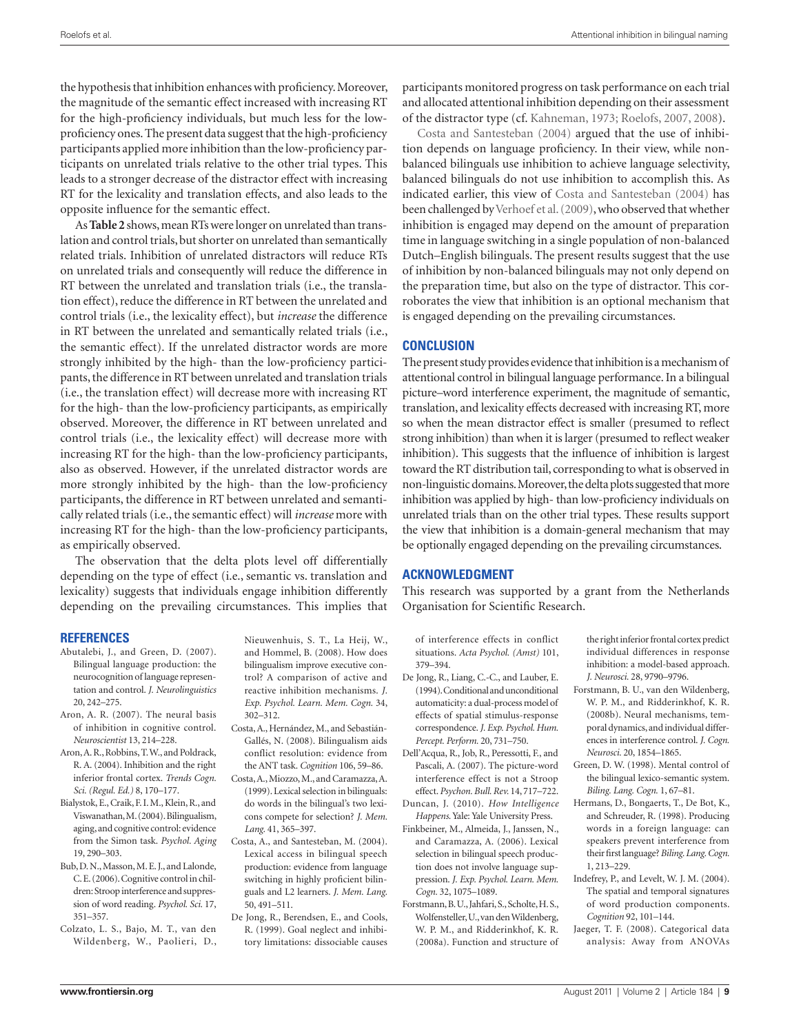the hypothesis that inhibition enhances with proficiency. Moreover, the magnitude of the semantic effect increased with increasing RT for the high-proficiency individuals, but much less for the low-proficiency ones. The present data suggest that the high-proficiency participants applied more inhibition than the low-proficiency participants on unrelated trials relative to the other trial types. This leads to a stronger decrease of the distractor effect with increasing RT for the lexicality and translation effects, and also leads to the opposite influence for the semantic effect.

As **Table 2** shows, mean RTs were longer on unrelated than translation and control trials, but shorter on unrelated than semantically related trials. Inhibition of unrelated distractors will reduce RTs on unrelated trials and consequently will reduce the difference in RT between the unrelated and translation trials (i.e., the translation effect), reduce the difference in RT between the unrelated and control trials (i.e., the lexicality effect), but *increase* the difference in RT between the unrelated and semantically related trials (i.e., the semantic effect). If the unrelated distractor words are more strongly inhibited by the high- than the low-proficiency participants, the difference in RT between unrelated and translation trials (i.e., the translation effect) will decrease more with increasing RT for the high- than the low-proficiency participants, as empirically observed. Moreover, the difference in RT between unrelated and control trials (i.e., the lexicality effect) will decrease more with increasing RT for the high- than the low-proficiency participants, also as observed. However, if the unrelated distractor words are more strongly inhibited by the high- than the low-proficiency participants, the difference in RT between unrelated and semantically related trials (i.e., the semantic effect) will *increase* more with increasing RT for the high- than the low-proficiency participants, as empirically observed.

The observation that the delta plots level off differentially depending on the type of effect (i.e., semantic vs. translation and lexicality) suggests that individuals engage inhibition differently depending on the prevailing circumstances. This implies that participants monitored progress on task performance on each trial and allocated attentional inhibition depending on their assessment of the distractor type (cf. Kahneman, 1973; Roelofs, 2007, 2008).

Costa and Santesteban (2004) argued that the use of inhibition depends on language proficiency. In their view, while non-balanced bilinguals use inhibition to achieve language selectivity, balanced bilinguals do not use inhibition to accomplish this. As indicated earlier, this view of Costa and Santesteban (2004) has been challenged by Verhoef et al. (2009), who observed that whether inhibition is engaged may depend on the amount of preparation time in language switching in a single population of non-balanced Dutch–English bilinguals. The present results suggest that the use of inhibition by non-balanced bilinguals may not only depend on the preparation time, but also on the type of distractor. This corroborates the view that inhibition is an optional mechanism that is engaged depending on the prevailing circumstances.

## CONCLUSION

The present study provides evidence that inhibition is a mechanism of attentional control in bilingual language performance. In a bilingual picture–word interference experiment, the magnitude of semantic, translation, and lexicality effects decreased with increasing RT, more so when the mean distractor effect is smaller (presumed to reflect strong inhibition) than when it is larger (presumed to reflect weaker inhibition). This suggests that the influence of inhibition is largest toward the RT distribution tail, corresponding to what is observed in non-linguistic domains. Moreover, the delta plots suggested that more inhibition was applied by high- than low-proficiency individuals on unrelated trials than on the other trial types. These results support the view that inhibition is a domain-general mechanism that may be optionally engaged depending on the prevailing circumstances.

## ACKNOWLEDGMENT

This research was supported by a grant from the Netherlands Organisation for Scientific Research.

## REFERENCES

Abutalebi, J., and Green, D. (2007). Bilingual language production: the neurocognition of language representation and control. *J. Neurolinguistics* 20, 242–275.

Aron, A. R. (2007). The neural basis of inhibition in cognitive control. *Neuroscientist* 13, 214–228.

Aron, A. R., Robbins, T. W., and Poldrack, R. A. (2004). Inhibition and the right inferior frontal cortex. *Trends Cogn. Sci. (Regul. Ed.)* 8, 170–177.

Bialystok, E., Craik, F. I. M., Klein, R., and Viswanathan, M. (2004). Bilingualism, aging, and cognitive control: evidence from the Simon task. *Psychol. Aging* 19, 290–303.

Bub, D. N., Masson, M. E. J., and Lalonde, C. E. (2006). Cognitive control in children: Stroop interference and suppression of word reading. *Psychol. Sci.* 17, 351–357.

Colzato, L. S., Bajo, M. T., van den Wildenberg, W., Paolieri, D., Nieuwenhuis, S. T., La Heij, W., and Hommel, B. (2008). How does bilingualism improve executive control? A comparison of active and reactive inhibition mechanisms. *J. Exp. Psychol. Learn. Mem. Cogn.* 34, 302–312.

Costa, A., Hernández, M., and Sebastián-Gallés, N. (2008). Bilingualism aids conflict resolution: evidence from the ANT task. *Cognition* 106, 59–86.

Costa, A., Miozzo, M., and Caramazza, A. (1999). Lexical selection in bilinguals: do words in the bilingual's two lexicons compete for selection? *J. Mem. Lang.* 41, 365–397.

Costa, A., and Santesteban, M. (2004). Lexical access in bilingual speech production: evidence from language switching in highly proficient bilinguals and L2 learners. *J. Mem. Lang.* 50, 491–511.

De Jong, R., Berendsen, E., and Cools, R. (1999). Goal neglect and inhibitory limitations: dissociable causes of interference effects in conflict situations. *Acta Psychol. (Amst)* 101, 379–394.

De Jong, R., Liang, C.-C., and Lauber, E. (1994). Conditional and unconditional automaticity: a dual-process model of effects of spatial stimulus-response correspondence. *J. Exp. Psychol. Hum. Percept. Perform.* 20, 731–750.

Dell'Acqua, R., Job, R., Peressotti, F., and Pascali, A. (2007). The picture-word interference effect is not a Stroop effect. *Psychon. Bull. Rev.* 14, 717–722.

Duncan, J. (2010). *How Intelligence Happens*. Yale: Yale University Press.

Finkbeiner, M., Almeida, J., Janssen, N., and Caramazza, A. (2006). Lexical selection in bilingual speech production does not involve language suppression. *J. Exp. Psychol. Learn. Mem. Cogn.* 32, 1075–1089.

Forstmann, B. U., Jahfari, S., Scholte, H. S., Wolfensteller, U., van den Wildenberg, W. P. M., and Ridderinkhof, K. R. (2008a). Function and structure of the right inferior frontal cortex predict individual differences in response inhibition: a model-based approach. *J. Neurosci.* 28, 9790–9796.

Forstmann, B. U., van den Wildenberg, W. P. M., and Ridderinkhof, K. R. (2008b). Neural mechanisms, temporal dynamics, and individual differences in interference control. *J. Cogn. Neurosci.* 20, 1854–1865.

Green, D. W. (1998). Mental control of the bilingual lexico-semantic system. *Biling. Lang. Cogn.* 1, 67–81.

Hermans, D., Bongaerts, T., De Bot, K., and Schreuder, R. (1998). Producing words in a foreign language: can speakers prevent interference from their first language? *Biling. Lang. Cogn.* 1, 213–229.

Indefrey, P., and Levelt, W. J. M. (2004). The spatial and temporal signatures of word production components. *Cognition* 92, 101–144.

Jaeger, T. F. (2008). Categorical data analysis: Away from ANOVAs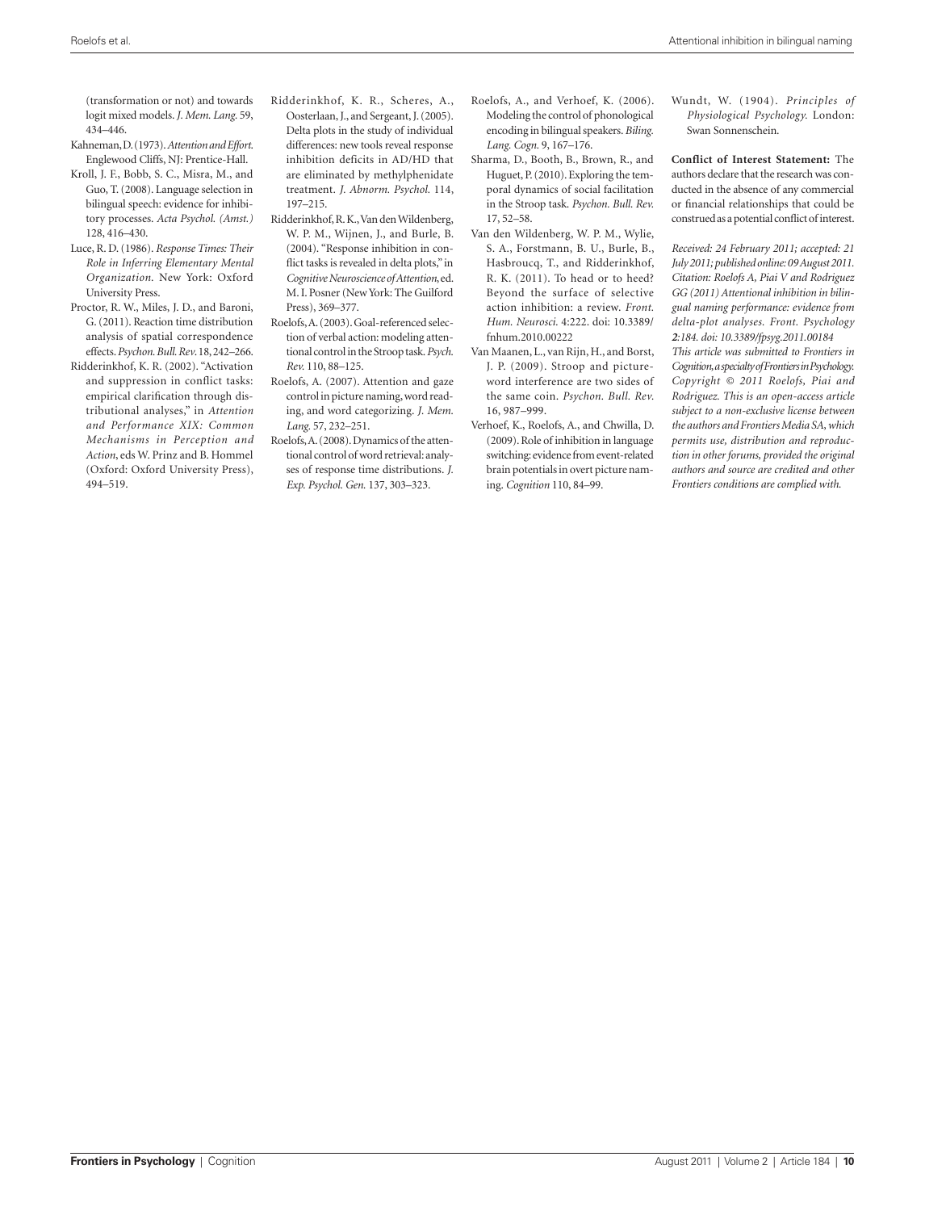(transformation or not) and towards logit mixed models. *J. Mem. Lang.* 59, 434–446.

Kahneman, D. (1973). *Attention and Effort*. Englewood Cliffs, NJ: Prentice-Hall.

Kroll, J. F., Bobb, S. C., Misra, M., and Guo, T. (2008). Language selection in bilingual speech: evidence for inhibitory processes. *Acta Psychol. (Amst.)* 128, 416–430.

Luce, R. D. (1986). *Response Times: Their Role in Inferring Elementary Mental Organization*. New York: Oxford University Press.

Proctor, R. W., Miles, J. D., and Baroni, G. (2011). Reaction time distribution analysis of spatial correspondence effects. *Psychon. Bull. Rev.* 18, 242–266.

Ridderinkhof, K. R. (2002). "Activation and suppression in conflict tasks: empirical clarification through distributional analyses," in *Attention and Performance XIX: Common Mechanisms in Perception and Action*, eds W. Prinz and B. Hommel (Oxford: Oxford University Press), 494–519.

Ridderinkhof, K. R., Scheres, A., Oosterlaan, J., and Sergeant, J. (2005). Delta plots in the study of individual differences: new tools reveal response inhibition deficits in AD/HD that are eliminated by methylphenidate treatment. *J. Abnorm. Psychol.* 114, 197–215.

Ridderinkhof, R. K., Van den Wildenberg, W. P. M., Wijnen, J., and Burle, B. (2004). "Response inhibition in conflict tasks is revealed in delta plots," in *Cognitive Neuroscience of Attention*, ed. M. I. Posner (New York: The Guilford Press), 369–377.

Roelofs, A. (2003). Goal-referenced selection of verbal action: modeling attentional control in the Stroop task. *Psych. Rev.* 110, 88–125.

Roelofs, A. (2007). Attention and gaze control in picture naming, word reading, and word categorizing. *J. Mem. Lang.* 57, 232–251.

Roelofs, A. (2008). Dynamics of the attentional control of word retrieval: analyses of response time distributions. *J. Exp. Psychol. Gen.* 137, 303–323.

Roelofs, A., and Verhoef, K. (2006). Modeling the control of phonological encoding in bilingual speakers. *Biling. Lang. Cogn.* 9, 167–176.

Sharma, D., Booth, B., Brown, R., and Huguet, P. (2010). Exploring the temporal dynamics of social facilitation in the Stroop task. *Psychon. Bull. Rev.* 17, 52–58.

Van den Wildenberg, W. P. M., Wylie, S. A., Forstmann, B. U., Burle, B., Hasbroucq, T., and Ridderinkhof, R. K. (2011). To head or to heed? Beyond the surface of selective action inhibition: a review. *Front. Hum. Neurosci.* 4:222. doi: 10.3389/fnhum.2010.00222

Van Maanen, L., van Rijn, H., and Borst, J. P. (2009). Stroop and picture-word interference are two sides of the same coin. *Psychon. Bull. Rev.* 16, 987–999.

Verhoef, K., Roelofs, A., and Chwilla, D. (2009). Role of inhibition in language switching: evidence from event-related brain potentials in overt picture naming. *Cognition* 110, 84–99.

Wundt, W. (1904). *Principles of Physiological Psychology*. London: Swan Sonnenschein.

**Conflict of Interest Statement:** The authors declare that the research was conducted in the absence of any commercial or financial relationships that could be construed as a potential conflict of interest.

*Received: 24 February 2011; accepted: 21 July 2011; published online: 09 August 2011.*

*Citation: Roelofs A, Piai V and Rodriguez GG (2011) Attentional inhibition in bilingual naming performance: evidence from delta-plot analyses. Front. Psychology 2:184. doi: 10.3389/fpsyg.2011.00184*

*This article was submitted to Frontiers in Cognition, a specialty of Frontiers in Psychology.*

*Copyright © 2011 Roelofs, Piai and Rodriguez. This is an open-access article subject to a non-exclusive license between the authors and Frontiers Media SA, which permits use, distribution and reproduction in other forums, provided the original authors and source are credited and other Frontiers conditions are complied with.*